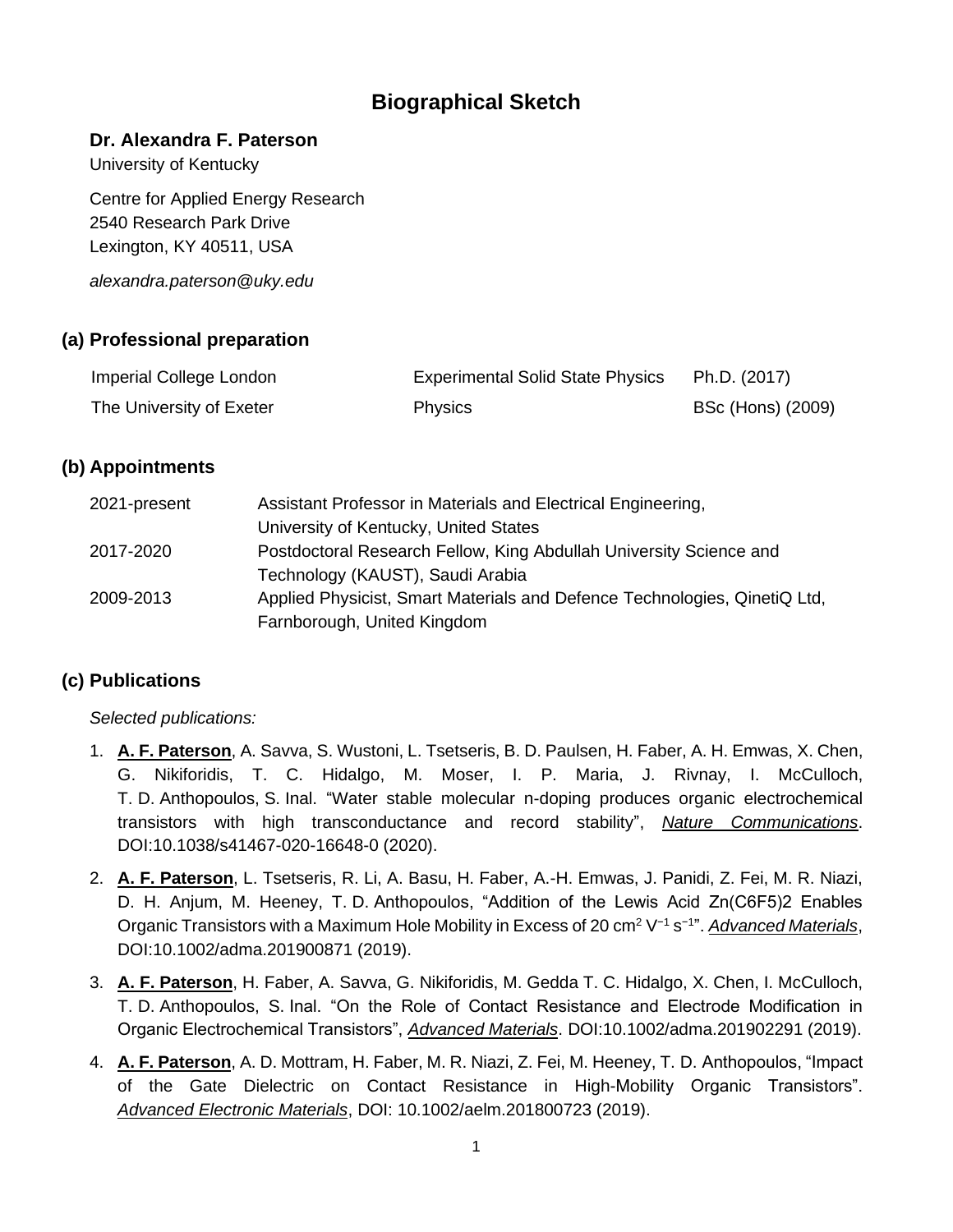# Biographical Sketch

**Dr. Alexandra F. Paterson**
University of Kentucky

Centre for Applied Energy Research
2540 Research Park Drive
Lexington, KY 40511, USA

*alexandra.paterson@uky.edu*

## (a) Professional preparation

| | | |
|---|---|---|
| Imperial College London | Experimental Solid State Physics | Ph.D. (2017) |
| The University of Exeter | Physics | BSc (Hons) (2009) |

## (b) Appointments

| | |
|---|---|
| 2021-present | Assistant Professor in Materials and Electrical Engineering, University of Kentucky, United States |
| 2017-2020 | Postdoctoral Research Fellow, King Abdullah University Science and Technology (KAUST), Saudi Arabia |
| 2009-2013 | Applied Physicist, Smart Materials and Defence Technologies, QinetiQ Ltd, Farnborough, United Kingdom |

## (c) Publications

*Selected publications:*

1. **A. F. Paterson**, A. Savva, S. Wustoni, L. Tsetseris, B. D. Paulsen, H. Faber, A. H. Emwas, X. Chen, G. Nikiforidis, T. C. Hidalgo, M. Moser, I. P. Maria, J. Rivnay, I. McCulloch, T. D. Anthopoulos, S. Inal. "Water stable molecular n-doping produces organic electrochemical transistors with high transconductance and record stability", *Nature Communications*. DOI:10.1038/s41467-020-16648-0 (2020).
2. **A. F. Paterson**, L. Tsetseris, R. Li, A. Basu, H. Faber, A.-H. Emwas, J. Panidi, Z. Fei, M. R. Niazi, D. H. Anjum, M. Heeney, T. D. Anthopoulos, "Addition of the Lewis Acid $Zn(C_6F_5)_2$ Enables Organic Transistors with a Maximum Hole Mobility in Excess of 20 $cm^2 V^{-1} s^{-1}$". *Advanced Materials*, DOI:10.1002/adma.201900871 (2019).
3. **A. F. Paterson**, H. Faber, A. Savva, G. Nikiforidis, M. Gedda T. C. Hidalgo, X. Chen, I. McCulloch, T. D. Anthopoulos, S. Inal. "On the Role of Contact Resistance and Electrode Modification in Organic Electrochemical Transistors", *Advanced Materials*. DOI:10.1002/adma.201902291 (2019).
4. **A. F. Paterson**, A. D. Mottram, H. Faber, M. R. Niazi, Z. Fei, M. Heeney, T. D. Anthopoulos, "Impact of the Gate Dielectric on Contact Resistance in High-Mobility Organic Transistors". *Advanced Electronic Materials*, DOI: 10.1002/aelm.201800723 (2019).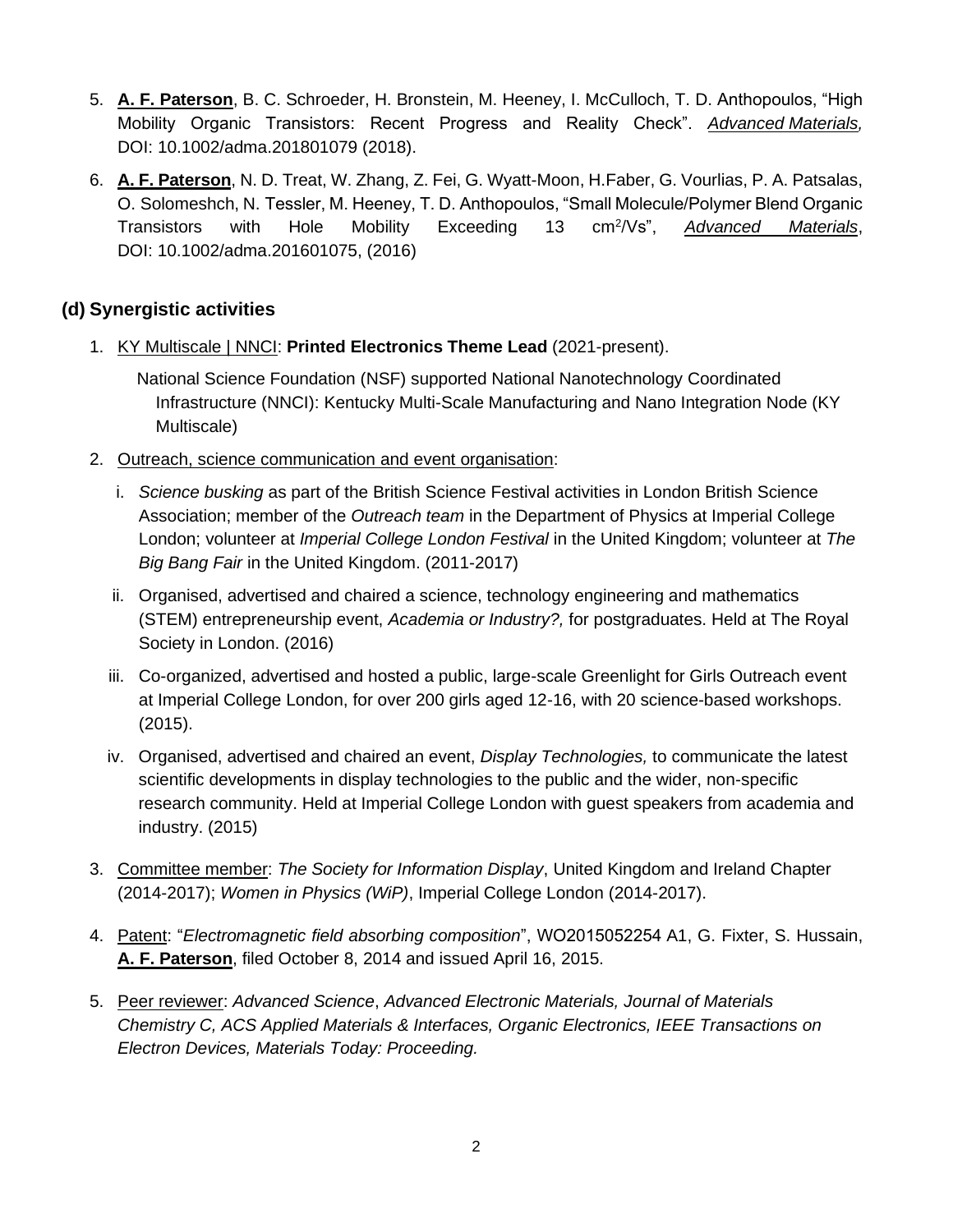5. **A. F. Paterson**, B. C. Schroeder, H. Bronstein, M. Heeney, I. McCulloch, T. D. Anthopoulos, "High Mobility Organic Transistors: Recent Progress and Reality Check". *Advanced Materials,* DOI: 10.1002/adma.201801079 (2018).

6. **A. F. Paterson**, N. D. Treat, W. Zhang, Z. Fei, G. Wyatt-Moon, H.Faber, G. Vourlias, P. A. Patsalas, O. Solomeshch, N. Tessler, M. Heeney, T. D. Anthopoulos, "Small Molecule/Polymer Blend Organic Transistors with Hole Mobility Exceeding 13 $cm^2/Vs$", *Advanced Materials*, DOI: 10.1002/adma.201601075, (2016)

## (d) Synergistic activities

1. KY Multiscale | NNCI: **Printed Electronics Theme Lead** (2021-present).

   National Science Foundation (NSF) supported National Nanotechnology Coordinated Infrastructure (NNCI): Kentucky Multi-Scale Manufacturing and Nano Integration Node (KY Multiscale)

2. Outreach, science communication and event organisation:

   i. *Science busking* as part of the British Science Festival activities in London British Science Association; member of the *Outreach team* in the Department of Physics at Imperial College London; volunteer at *Imperial College London Festival* in the United Kingdom; volunteer at *The Big Bang Fair* in the United Kingdom. (2011-2017)

   ii. Organised, advertised and chaired a science, technology engineering and mathematics (STEM) entrepreneurship event, *Academia or Industry?,* for postgraduates. Held at The Royal Society in London. (2016)

   iii. Co-organized, advertised and hosted a public, large-scale Greenlight for Girls Outreach event at Imperial College London, for over 200 girls aged 12-16, with 20 science-based workshops. (2015).

   iv. Organised, advertised and chaired an event, *Display Technologies,* to communicate the latest scientific developments in display technologies to the public and the wider, non-specific research community. Held at Imperial College London with guest speakers from academia and industry. (2015)

3. Committee member: *The Society for Information Display*, United Kingdom and Ireland Chapter (2014-2017); *Women in Physics (WiP)*, Imperial College London (2014-2017).

4. Patent: "*Electromagnetic field absorbing composition*", WO2015052254 A1, G. Fixter, S. Hussain, **A. F. Paterson**, filed October 8, 2014 and issued April 16, 2015.

5. Peer reviewer: *Advanced Science*, *Advanced Electronic Materials, Journal of Materials Chemistry C, ACS Applied Materials & Interfaces, Organic Electronics, IEEE Transactions on Electron Devices, Materials Today: Proceeding.*